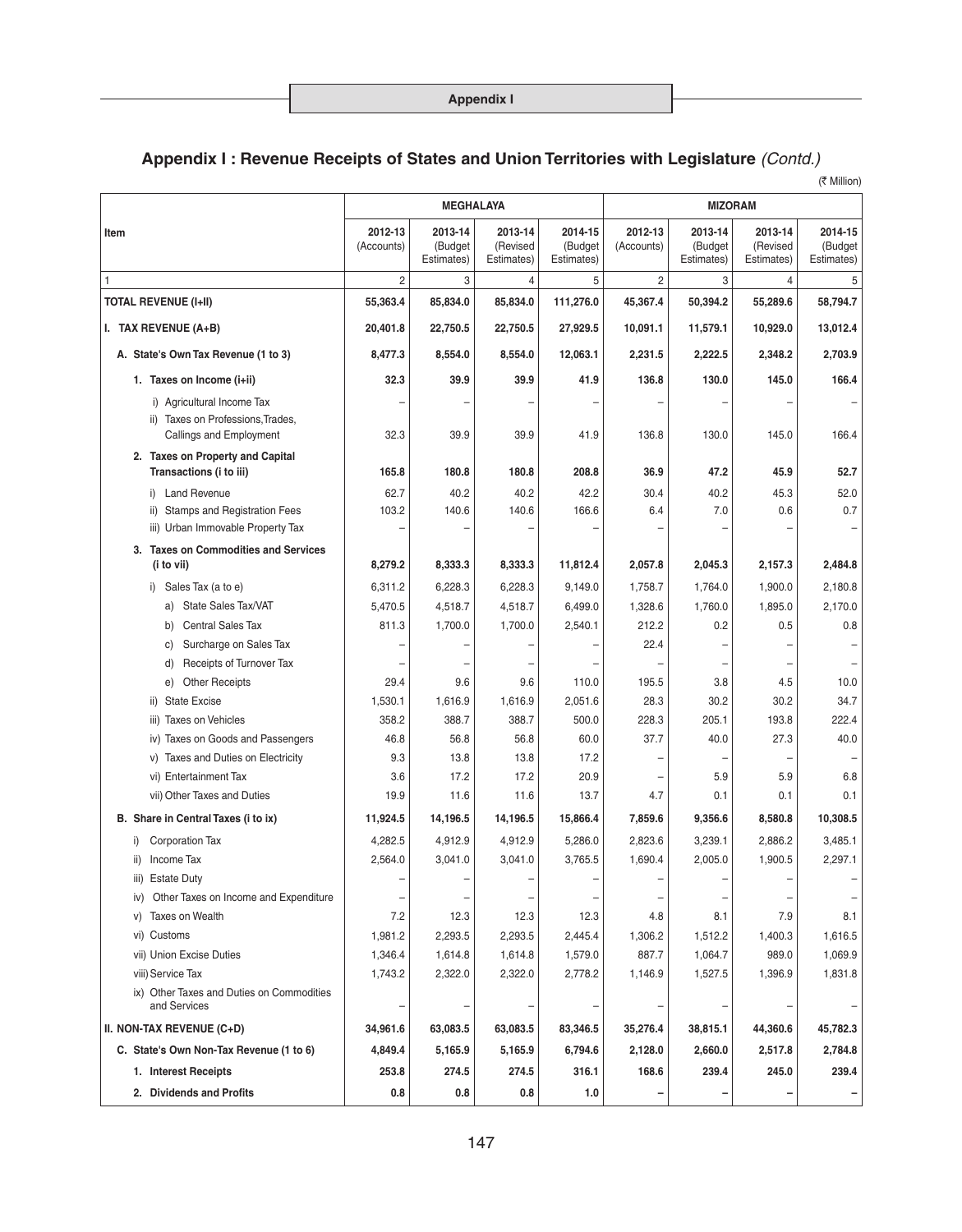## Appendix I : Revenue Receipts of States and Union Territories with Legislature *(Contd.)*

(₹ Million)

| Item | MEGHALAYA | | | | MIZORAM | | | |
|---|---|---|---|---|---|---|---|---|
| | 2012-13 (Accounts) | 2013-14 (Budget Estimates) | 2013-14 (Revised Estimates) | 2014-15 (Budget Estimates) | 2012-13 (Accounts) | 2013-14 (Budget Estimates) | 2013-14 (Revised Estimates) | 2014-15 (Budget Estimates) |
| 1 | 2 | 3 | 4 | 5 | 2 | 3 | 4 | 5 |
| **TOTAL REVENUE (I+II)** | **55,363.4** | **85,834.0** | **85,834.0** | **111,276.0** | **45,367.4** | **50,394.2** | **55,289.6** | **58,794.7** |
| **I. TAX REVENUE (A+B)** | **20,401.8** | **22,750.5** | **22,750.5** | **27,929.5** | **10,091.1** | **11,579.1** | **10,929.0** | **13,012.4** |
| **A. State's Own Tax Revenue (1 to 3)** | **8,477.3** | **8,554.0** | **8,554.0** | **12,063.1** | **2,231.5** | **2,222.5** | **2,348.2** | **2,703.9** |
| **1. Taxes on Income (i+ii)** | **32.3** | **39.9** | **39.9** | **41.9** | **136.8** | **130.0** | **145.0** | **166.4** |
| i) Agricultural Income Tax | – | – | – | – | – | – | – | – |
| ii) Taxes on Professions,Trades, Callings and Employment | 32.3 | 39.9 | 39.9 | 41.9 | 136.8 | 130.0 | 145.0 | 166.4 |
| **2. Taxes on Property and Capital Transactions (i to iii)** | **165.8** | **180.8** | **180.8** | **208.8** | **36.9** | **47.2** | **45.9** | **52.7** |
| i) Land Revenue | 62.7 | 40.2 | 40.2 | 42.2 | 30.4 | 40.2 | 45.3 | 52.0 |
| ii) Stamps and Registration Fees | 103.2 | 140.6 | 140.6 | 166.6 | 6.4 | 7.0 | 0.6 | 0.7 |
| iii) Urban Immovable Property Tax | – | – | – | – | – | – | – | – |
| **3. Taxes on Commodities and Services (i to vii)** | **8,279.2** | **8,333.3** | **8,333.3** | **11,812.4** | **2,057.8** | **2,045.3** | **2,157.3** | **2,484.8** |
| i) Sales Tax (a to e) | 6,311.2 | 6,228.3 | 6,228.3 | 9,149.0 | 1,758.7 | 1,764.0 | 1,900.0 | 2,180.8 |
| a) State Sales Tax/VAT | 5,470.5 | 4,518.7 | 4,518.7 | 6,499.0 | 1,328.6 | 1,760.0 | 1,895.0 | 2,170.0 |
| b) Central Sales Tax | 811.3 | 1,700.0 | 1,700.0 | 2,540.1 | 212.2 | 0.2 | 0.5 | 0.8 |
| c) Surcharge on Sales Tax | – | – | – | – | 22.4 | – | – | – |
| d) Receipts of Turnover Tax | – | – | – | – | – | – | – | – |
| e) Other Receipts | 29.4 | 9.6 | 9.6 | 110.0 | 195.5 | 3.8 | 4.5 | 10.0 |
| ii) State Excise | 1,530.1 | 1,616.9 | 1,616.9 | 2,051.6 | 28.3 | 30.2 | 30.2 | 34.7 |
| iii) Taxes on Vehicles | 358.2 | 388.7 | 388.7 | 500.0 | 228.3 | 205.1 | 193.8 | 222.4 |
| iv) Taxes on Goods and Passengers | 46.8 | 56.8 | 56.8 | 60.0 | 37.7 | 40.0 | 27.3 | 40.0 |
| v) Taxes and Duties on Electricity | 9.3 | 13.8 | 13.8 | 17.2 | – | – | – | – |
| vi) Entertainment Tax | 3.6 | 17.2 | 17.2 | 20.9 | – | 5.9 | 5.9 | 6.8 |
| vii) Other Taxes and Duties | 19.9 | 11.6 | 11.6 | 13.7 | 4.7 | 0.1 | 0.1 | 0.1 |
| **B. Share in Central Taxes (i to ix)** | **11,924.5** | **14,196.5** | **14,196.5** | **15,866.4** | **7,859.6** | **9,356.6** | **8,580.8** | **10,308.5** |
| i) Corporation Tax | 4,282.5 | 4,912.9 | 4,912.9 | 5,286.0 | 2,823.6 | 3,239.1 | 2,886.2 | 3,485.1 |
| ii) Income Tax | 2,564.0 | 3,041.0 | 3,041.0 | 3,765.5 | 1,690.4 | 2,005.0 | 1,900.5 | 2,297.1 |
| iii) Estate Duty | – | – | – | – | – | – | – | – |
| iv) Other Taxes on Income and Expenditure | – | – | – | – | – | – | – | – |
| v) Taxes on Wealth | 7.2 | 12.3 | 12.3 | 12.3 | 4.8 | 8.1 | 7.9 | 8.1 |
| vi) Customs | 1,981.2 | 2,293.5 | 2,293.5 | 2,445.4 | 1,306.2 | 1,512.2 | 1,400.3 | 1,616.5 |
| vii) Union Excise Duties | 1,346.4 | 1,614.8 | 1,614.8 | 1,579.0 | 887.7 | 1,064.7 | 989.0 | 1,069.9 |
| viii) Service Tax | 1,743.2 | 2,322.0 | 2,322.0 | 2,778.2 | 1,146.9 | 1,527.5 | 1,396.9 | 1,831.8 |
| ix) Other Taxes and Duties on Commodities and Services | – | – | – | – | – | – | – | – |
| **II. NON-TAX REVENUE (C+D)** | **34,961.6** | **63,083.5** | **63,083.5** | **83,346.5** | **35,276.4** | **38,815.1** | **44,360.6** | **45,782.3** |
| **C. State's Own Non-Tax Revenue (1 to 6)** | **4,849.4** | **5,165.9** | **5,165.9** | **6,794.6** | **2,128.0** | **2,660.0** | **2,517.8** | **2,784.8** |
| **1. Interest Receipts** | **253.8** | **274.5** | **274.5** | **316.1** | **168.6** | **239.4** | **245.0** | **239.4** |
| **2. Dividends and Profits** | **0.8** | **0.8** | **0.8** | **1.0** | **–** | **–** | **–** | **–** |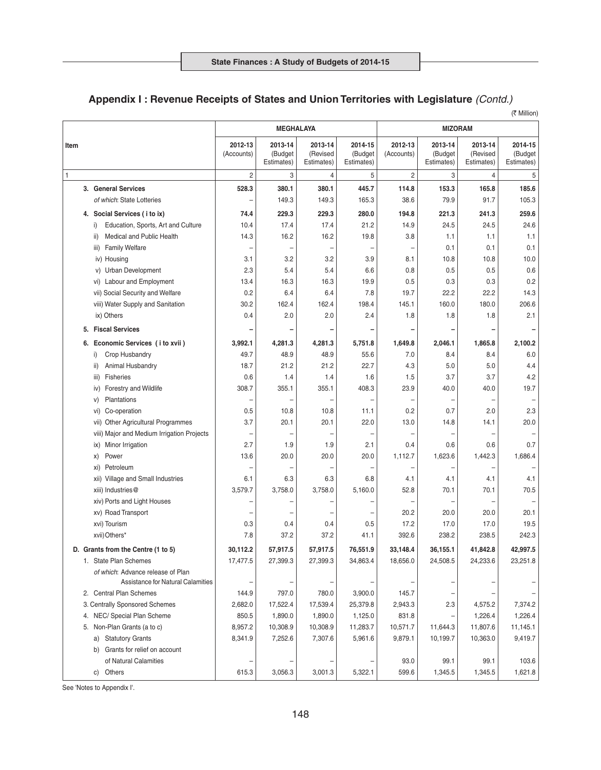## Appendix I : Revenue Receipts of States and Union Territories with Legislature *(Contd.)*

(₹ Million)

| Item | MEGHALAYA | | | | MIZORAM | | | |
|---|---|---|---|---|---|---|---|---|
| | 2012-13 (Accounts) | 2013-14 (Budget Estimates) | 2013-14 (Revised Estimates) | 2014-15 (Budget Estimates) | 2012-13 (Accounts) | 2013-14 (Budget Estimates) | 2013-14 (Revised Estimates) | 2014-15 (Budget Estimates) |
| 1 | 2 | 3 | 4 | 5 | 2 | 3 | 4 | 5 |
| **3. General Services** | **528.3** | **380.1** | **380.1** | **445.7** | **114.8** | **153.3** | **165.8** | **185.6** |
| *of which*: State Lotteries | – | 149.3 | 149.3 | 165.3 | 38.6 | 79.9 | 91.7 | 105.3 |
| **4. Social Services ( i to ix)** | **74.4** | **229.3** | **229.3** | **280.0** | **194.8** | **221.3** | **241.3** | **259.6** |
| i) Education, Sports, Art and Culture | 10.4 | 17.4 | 17.4 | 21.2 | 14.9 | 24.5 | 24.5 | 24.6 |
| ii) Medical and Public Health | 14.3 | 16.2 | 16.2 | 19.8 | 3.8 | 1.1 | 1.1 | 1.1 |
| iii) Family Welfare | – | – | – | – | – | 0.1 | 0.1 | 0.1 |
| iv) Housing | 3.1 | 3.2 | 3.2 | 3.9 | 8.1 | 10.8 | 10.8 | 10.0 |
| v) Urban Development | 2.3 | 5.4 | 5.4 | 6.6 | 0.8 | 0.5 | 0.5 | 0.6 |
| vi) Labour and Employment | 13.4 | 16.3 | 16.3 | 19.9 | 0.5 | 0.3 | 0.3 | 0.2 |
| vii) Social Security and Welfare | 0.2 | 6.4 | 6.4 | 7.8 | 19.7 | 22.2 | 22.2 | 14.3 |
| viii) Water Supply and Sanitation | 30.2 | 162.4 | 162.4 | 198.4 | 145.1 | 160.0 | 180.0 | 206.6 |
| ix) Others | 0.4 | 2.0 | 2.0 | 2.4 | 1.8 | 1.8 | 1.8 | 2.1 |
| **5. Fiscal Services** | **–** | **–** | **–** | **–** | **–** | **–** | **–** | **–** |
| **6. Economic Services ( i to xvii )** | **3,992.1** | **4,281.3** | **4,281.3** | **5,751.8** | **1,649.8** | **2,046.1** | **1,865.8** | **2,100.2** |
| i) Crop Husbandry | 49.7 | 48.9 | 48.9 | 55.6 | 7.0 | 8.4 | 8.4 | 6.0 |
| ii) Animal Husbandry | 18.7 | 21.2 | 21.2 | 22.7 | 4.3 | 5.0 | 5.0 | 4.4 |
| iii) Fisheries | 0.6 | 1.4 | 1.4 | 1.6 | 1.5 | 3.7 | 3.7 | 4.2 |
| iv) Forestry and Wildlife | 308.7 | 355.1 | 355.1 | 408.3 | 23.9 | 40.0 | 40.0 | 19.7 |
| v) Plantations | – | – | – | – | – | – | – | – |
| vi) Co-operation | 0.5 | 10.8 | 10.8 | 11.1 | 0.2 | 0.7 | 2.0 | 2.3 |
| vii) Other Agricultural Programmes | 3.7 | 20.1 | 20.1 | 22.0 | 13.0 | 14.8 | 14.1 | 20.0 |
| viii) Major and Medium Irrigation Projects | – | – | – | – | – | – | – | – |
| ix) Minor Irrigation | 2.7 | 1.9 | 1.9 | 2.1 | 0.4 | 0.6 | 0.6 | 0.7 |
| x) Power | 13.6 | 20.0 | 20.0 | 20.0 | 1,112.7 | 1,623.6 | 1,442.3 | 1,686.4 |
| xi) Petroleum | – | – | – | – | – | – | – | – |
| xii) Village and Small Industries | 6.1 | 6.3 | 6.3 | 6.8 | 4.1 | 4.1 | 4.1 | 4.1 |
| xiii) Industries@ | 3,579.7 | 3,758.0 | 3,758.0 | 5,160.0 | 52.8 | 70.1 | 70.1 | 70.5 |
| xiv) Ports and Light Houses | – | – | – | – | – | – | – | – |
| xv) Road Transport | – | – | – | – | 20.2 | 20.0 | 20.0 | 20.1 |
| xvi) Tourism | 0.3 | 0.4 | 0.4 | 0.5 | 17.2 | 17.0 | 17.0 | 19.5 |
| xvii) Others* | 7.8 | 37.2 | 37.2 | 41.1 | 392.6 | 238.2 | 238.5 | 242.3 |
| **D. Grants from the Centre (1 to 5)** | **30,112.2** | **57,917.5** | **57,917.5** | **76,551.9** | **33,148.4** | **36,155.1** | **41,842.8** | **42,997.5** |
| 1. State Plan Schemes | 17,477.5 | 27,399.3 | 27,399.3 | 34,863.4 | 18,656.0 | 24,508.5 | 24,233.6 | 23,251.8 |
| *of which*: Advance release of Plan Assistance for Natural Calamities | – | – | – | – | – | – | – | – |
| 2. Central Plan Schemes | 144.9 | 797.0 | 780.0 | 3,900.0 | 145.7 | – | – | – |
| 3. Centrally Sponsored Schemes | 2,682.0 | 17,522.4 | 17,539.4 | 25,379.8 | 2,943.3 | 2.3 | 4,575.2 | 7,374.2 |
| 4. NEC/ Special Plan Scheme | 850.5 | 1,890.0 | 1,890.0 | 1,125.0 | 831.8 | – | 1,226.4 | 1,226.4 |
| 5. Non-Plan Grants (a to c) | 8,957.2 | 10,308.9 | 10,308.9 | 11,283.7 | 10,571.7 | 11,644.3 | 11,807.6 | 11,145.1 |
| a) Statutory Grants | 8,341.9 | 7,252.6 | 7,307.6 | 5,961.6 | 9,879.1 | 10,199.7 | 10,363.0 | 9,419.7 |
| b) Grants for relief on account of Natural Calamities | – | – | – | – | 93.0 | 99.1 | 99.1 | 103.6 |
| c) Others | 615.3 | 3,056.3 | 3,001.3 | 5,322.1 | 599.6 | 1,345.5 | 1,345.5 | 1,621.8 |

See 'Notes to Appendix I'.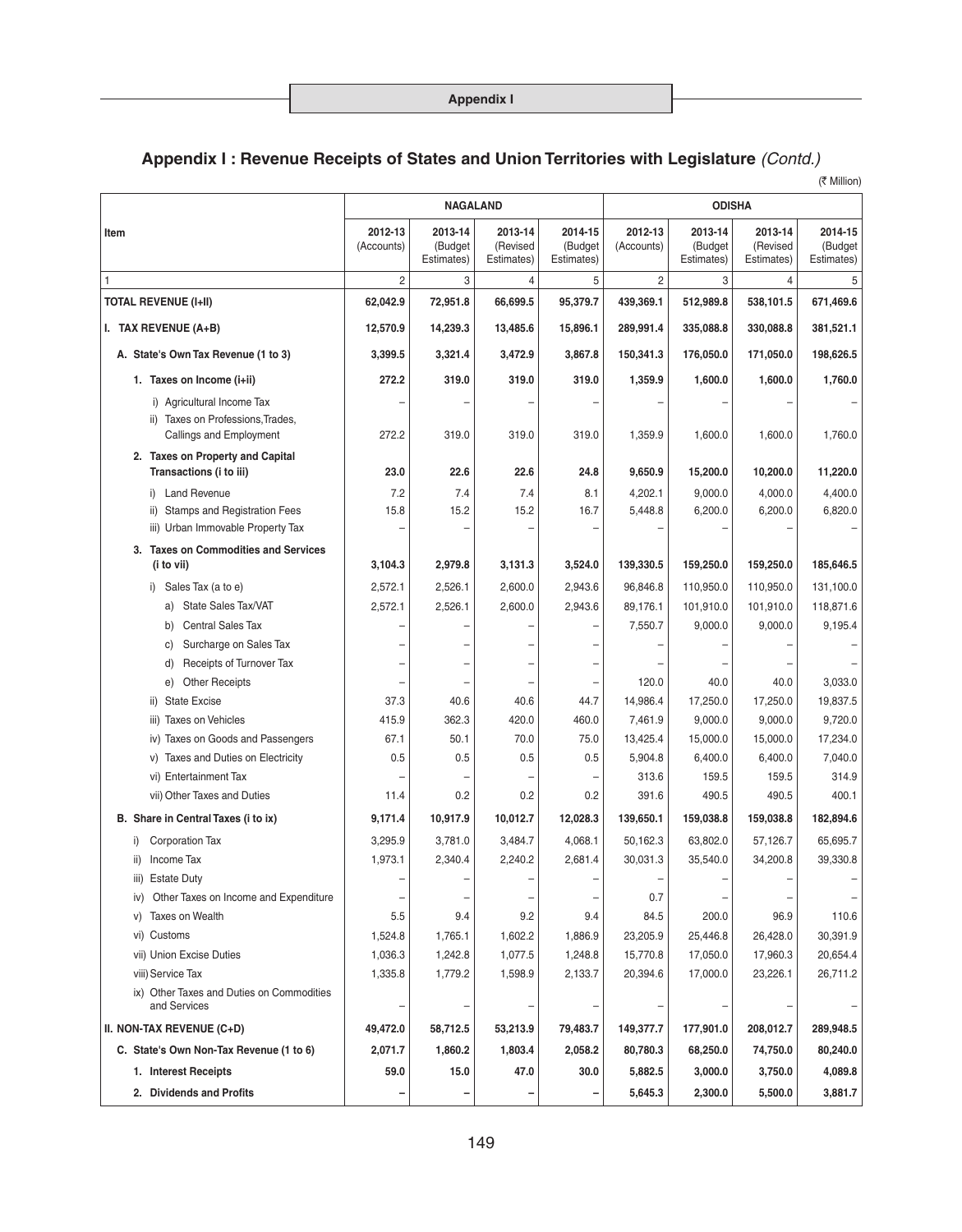## Appendix I : Revenue Receipts of States and Union Territories with Legislature *(Contd.)*

(₹ Million)

| Item | NAGALAND | | | | ODISHA | | | |
|---|---|---|---|---|---|---|---|---|
| | 2012-13 (Accounts) | 2013-14 (Budget Estimates) | 2013-14 (Revised Estimates) | 2014-15 (Budget Estimates) | 2012-13 (Accounts) | 2013-14 (Budget Estimates) | 2013-14 (Revised Estimates) | 2014-15 (Budget Estimates) |
| 1 | 2 | 3 | 4 | 5 | 2 | 3 | 4 | 5 |
| **TOTAL REVENUE (I+II)** | **62,042.9** | **72,951.8** | **66,699.5** | **95,379.7** | **439,369.1** | **512,989.8** | **538,101.5** | **671,469.6** |
| **I. TAX REVENUE (A+B)** | **12,570.9** | **14,239.3** | **13,485.6** | **15,896.1** | **289,991.4** | **335,088.8** | **330,088.8** | **381,521.1** |
| **A. State's Own Tax Revenue (1 to 3)** | **3,399.5** | **3,321.4** | **3,472.9** | **3,867.8** | **150,341.3** | **176,050.0** | **171,050.0** | **198,626.5** |
| **1. Taxes on Income (i+ii)** | **272.2** | **319.0** | **319.0** | **319.0** | **1,359.9** | **1,600.0** | **1,600.0** | **1,760.0** |
| i) Agricultural Income Tax | – | – | – | – | – | – | – | – |
| ii) Taxes on Professions, Trades, Callings and Employment | 272.2 | 319.0 | 319.0 | 319.0 | 1,359.9 | 1,600.0 | 1,600.0 | 1,760.0 |
| **2. Taxes on Property and Capital Transactions (i to iii)** | **23.0** | **22.6** | **22.6** | **24.8** | **9,650.9** | **15,200.0** | **10,200.0** | **11,220.0** |
| i) Land Revenue | 7.2 | 7.4 | 7.4 | 8.1 | 4,202.1 | 9,000.0 | 4,000.0 | 4,400.0 |
| ii) Stamps and Registration Fees | 15.8 | 15.2 | 15.2 | 16.7 | 5,448.8 | 6,200.0 | 6,200.0 | 6,820.0 |
| iii) Urban Immovable Property Tax | – | – | – | – | – | – | – | – |
| **3. Taxes on Commodities and Services (i to vii)** | **3,104.3** | **2,979.8** | **3,131.3** | **3,524.0** | **139,330.5** | **159,250.0** | **159,250.0** | **185,646.5** |
| i) Sales Tax (a to e) | 2,572.1 | 2,526.1 | 2,600.0 | 2,943.6 | 96,846.8 | 110,950.0 | 110,950.0 | 131,100.0 |
| a) State Sales Tax/VAT | 2,572.1 | 2,526.1 | 2,600.0 | 2,943.6 | 89,176.1 | 101,910.0 | 101,910.0 | 118,871.6 |
| b) Central Sales Tax | – | – | – | – | 7,550.7 | 9,000.0 | 9,000.0 | 9,195.4 |
| c) Surcharge on Sales Tax | – | – | – | – | – | – | – | – |
| d) Receipts of Turnover Tax | – | – | – | – | – | – | – | – |
| e) Other Receipts | – | – | – | – | 120.0 | 40.0 | 40.0 | 3,033.0 |
| ii) State Excise | 37.3 | 40.6 | 40.6 | 44.7 | 14,986.4 | 17,250.0 | 17,250.0 | 19,837.5 |
| iii) Taxes on Vehicles | 415.9 | 362.3 | 420.0 | 460.0 | 7,461.9 | 9,000.0 | 9,000.0 | 9,720.0 |
| iv) Taxes on Goods and Passengers | 67.1 | 50.1 | 70.0 | 75.0 | 13,425.4 | 15,000.0 | 15,000.0 | 17,234.0 |
| v) Taxes and Duties on Electricity | 0.5 | 0.5 | 0.5 | 0.5 | 5,904.8 | 6,400.0 | 6,400.0 | 7,040.0 |
| vi) Entertainment Tax | – | – | – | – | 313.6 | 159.5 | 159.5 | 314.9 |
| vii) Other Taxes and Duties | 11.4 | 0.2 | 0.2 | 0.2 | 391.6 | 490.5 | 490.5 | 400.1 |
| **B. Share in Central Taxes (i to ix)** | **9,171.4** | **10,917.9** | **10,012.7** | **12,028.3** | **139,650.1** | **159,038.8** | **159,038.8** | **182,894.6** |
| i) Corporation Tax | 3,295.9 | 3,781.0 | 3,484.7 | 4,068.1 | 50,162.3 | 63,802.0 | 57,126.7 | 65,695.7 |
| ii) Income Tax | 1,973.1 | 2,340.4 | 2,240.2 | 2,681.4 | 30,031.3 | 35,540.0 | 34,200.8 | 39,330.8 |
| iii) Estate Duty | – | – | – | – | – | – | – | – |
| iv) Other Taxes on Income and Expenditure | – | – | – | – | 0.7 | – | – | – |
| v) Taxes on Wealth | 5.5 | 9.4 | 9.2 | 9.4 | 84.5 | 200.0 | 96.9 | 110.6 |
| vi) Customs | 1,524.8 | 1,765.1 | 1,602.2 | 1,886.9 | 23,205.9 | 25,446.8 | 26,428.0 | 30,391.9 |
| vii) Union Excise Duties | 1,036.3 | 1,242.8 | 1,077.5 | 1,248.8 | 15,770.8 | 17,050.0 | 17,960.3 | 20,654.4 |
| viii) Service Tax | 1,335.8 | 1,779.2 | 1,598.9 | 2,133.7 | 20,394.6 | 17,000.0 | 23,226.1 | 26,711.2 |
| ix) Other Taxes and Duties on Commodities and Services | – | – | – | – | – | – | – | – |
| **II. NON-TAX REVENUE (C+D)** | **49,472.0** | **58,712.5** | **53,213.9** | **79,483.7** | **149,377.7** | **177,901.0** | **208,012.7** | **289,948.5** |
| **C. State's Own Non-Tax Revenue (1 to 6)** | **2,071.7** | **1,860.2** | **1,803.4** | **2,058.2** | **80,780.3** | **68,250.0** | **74,750.0** | **80,240.0** |
| **1. Interest Receipts** | **59.0** | **15.0** | **47.0** | **30.0** | **5,882.5** | **3,000.0** | **3,750.0** | **4,089.8** |
| **2. Dividends and Profits** | **–** | **–** | **–** | **–** | **5,645.3** | **2,300.0** | **5,500.0** | **3,881.7** |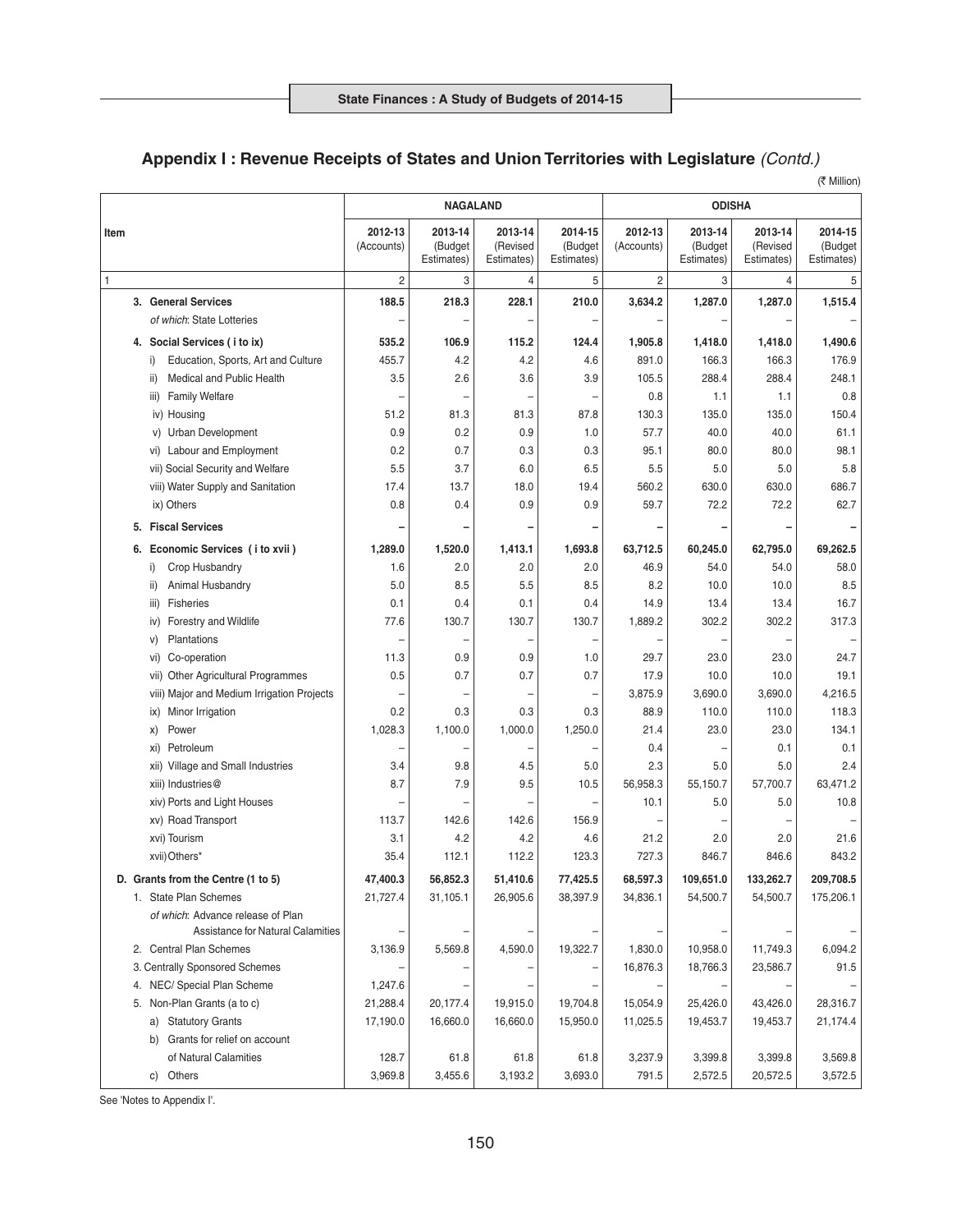## Appendix I : Revenue Receipts of States and Union Territories with Legislature *(Contd.)*

(₹ Million)

| Item | NAGALAND | | | | ODISHA | | | |
|---|---|---|---|---|---|---|---|---|
| | 2012-13 (Accounts) | 2013-14 (Budget Estimates) | 2013-14 (Revised Estimates) | 2014-15 (Budget Estimates) | 2012-13 (Accounts) | 2013-14 (Budget Estimates) | 2013-14 (Revised Estimates) | 2014-15 (Budget Estimates) |
| 1 | 2 | 3 | 4 | 5 | 2 | 3 | 4 | 5 |
| **3. General Services** | **188.5** | **218.3** | **228.1** | **210.0** | **3,634.2** | **1,287.0** | **1,287.0** | **1,515.4** |
| *of which*: State Lotteries | – | – | – | – | – | – | – | – |
| **4. Social Services ( i to ix)** | **535.2** | **106.9** | **115.2** | **124.4** | **1,905.8** | **1,418.0** | **1,418.0** | **1,490.6** |
| i) Education, Sports, Art and Culture | 455.7 | 4.2 | 4.2 | 4.6 | 891.0 | 166.3 | 166.3 | 176.9 |
| ii) Medical and Public Health | 3.5 | 2.6 | 3.6 | 3.9 | 105.5 | 288.4 | 288.4 | 248.1 |
| iii) Family Welfare | – | – | – | – | 0.8 | 1.1 | 1.1 | 0.8 |
| iv) Housing | 51.2 | 81.3 | 81.3 | 87.8 | 130.3 | 135.0 | 135.0 | 150.4 |
| v) Urban Development | 0.9 | 0.2 | 0.9 | 1.0 | 57.7 | 40.0 | 40.0 | 61.1 |
| vi) Labour and Employment | 0.2 | 0.7 | 0.3 | 0.3 | 95.1 | 80.0 | 80.0 | 98.1 |
| vii) Social Security and Welfare | 5.5 | 3.7 | 6.0 | 6.5 | 5.5 | 5.0 | 5.0 | 5.8 |
| viii) Water Supply and Sanitation | 17.4 | 13.7 | 18.0 | 19.4 | 560.2 | 630.0 | 630.0 | 686.7 |
| ix) Others | 0.8 | 0.4 | 0.9 | 0.9 | 59.7 | 72.2 | 72.2 | 62.7 |
| **5. Fiscal Services** | **–** | **–** | **–** | **–** | **–** | **–** | **–** | **–** |
| **6. Economic Services ( i to xvii )** | **1,289.0** | **1,520.0** | **1,413.1** | **1,693.8** | **63,712.5** | **60,245.0** | **62,795.0** | **69,262.5** |
| i) Crop Husbandry | 1.6 | 2.0 | 2.0 | 2.0 | 46.9 | 54.0 | 54.0 | 58.0 |
| ii) Animal Husbandry | 5.0 | 8.5 | 5.5 | 8.5 | 8.2 | 10.0 | 10.0 | 8.5 |
| iii) Fisheries | 0.1 | 0.4 | 0.1 | 0.4 | 14.9 | 13.4 | 13.4 | 16.7 |
| iv) Forestry and Wildlife | 77.6 | 130.7 | 130.7 | 130.7 | 1,889.2 | 302.2 | 302.2 | 317.3 |
| v) Plantations | – | – | – | – | – | – | – | – |
| vi) Co-operation | 11.3 | 0.9 | 0.9 | 1.0 | 29.7 | 23.0 | 23.0 | 24.7 |
| vii) Other Agricultural Programmes | 0.5 | 0.7 | 0.7 | 0.7 | 17.9 | 10.0 | 10.0 | 19.1 |
| viii) Major and Medium Irrigation Projects | – | – | – | – | 3,875.9 | 3,690.0 | 3,690.0 | 4,216.5 |
| ix) Minor Irrigation | 0.2 | 0.3 | 0.3 | 0.3 | 88.9 | 110.0 | 110.0 | 118.3 |
| x) Power | 1,028.3 | 1,100.0 | 1,000.0 | 1,250.0 | 21.4 | 23.0 | 23.0 | 134.1 |
| xi) Petroleum | – | – | – | – | 0.4 | – | 0.1 | 0.1 |
| xii) Village and Small Industries | 3.4 | 9.8 | 4.5 | 5.0 | 2.3 | 5.0 | 5.0 | 2.4 |
| xiii) Industries@ | 8.7 | 7.9 | 9.5 | 10.5 | 56,958.3 | 55,150.7 | 57,700.7 | 63,471.2 |
| xiv) Ports and Light Houses | – | – | – | – | 10.1 | 5.0 | 5.0 | 10.8 |
| xv) Road Transport | 113.7 | 142.6 | 142.6 | 156.9 | – | – | – | – |
| xvi) Tourism | 3.1 | 4.2 | 4.2 | 4.6 | 21.2 | 2.0 | 2.0 | 21.6 |
| xvii) Others* | 35.4 | 112.1 | 112.2 | 123.3 | 727.3 | 846.7 | 846.6 | 843.2 |
| **D. Grants from the Centre (1 to 5)** | **47,400.3** | **56,852.3** | **51,410.6** | **77,425.5** | **68,597.3** | **109,651.0** | **133,262.7** | **209,708.5** |
| 1. State Plan Schemes | 21,727.4 | 31,105.1 | 26,905.6 | 38,397.9 | 34,836.1 | 54,500.7 | 54,500.7 | 175,206.1 |
| *of which*: Advance release of Plan Assistance for Natural Calamities | – | – | – | – | – | – | – | – |
| 2. Central Plan Schemes | 3,136.9 | 5,569.8 | 4,590.0 | 19,322.7 | 1,830.0 | 10,958.0 | 11,749.3 | 6,094.2 |
| 3. Centrally Sponsored Schemes | – | – | – | – | 16,876.3 | 18,766.3 | 23,586.7 | 91.5 |
| 4. NEC/ Special Plan Scheme | 1,247.6 | – | – | – | – | – | – | – |
| 5. Non-Plan Grants (a to c) | 21,288.4 | 20,177.4 | 19,915.0 | 19,704.8 | 15,054.9 | 25,426.0 | 43,426.0 | 28,316.7 |
| a) Statutory Grants | 17,190.0 | 16,660.0 | 16,660.0 | 15,950.0 | 11,025.5 | 19,453.7 | 19,453.7 | 21,174.4 |
| b) Grants for relief on account of Natural Calamities | 128.7 | 61.8 | 61.8 | 61.8 | 3,237.9 | 3,399.8 | 3,399.8 | 3,569.8 |
| c) Others | 3,969.8 | 3,455.6 | 3,193.2 | 3,693.0 | 791.5 | 2,572.5 | 20,572.5 | 3,572.5 |

See 'Notes to Appendix I'.